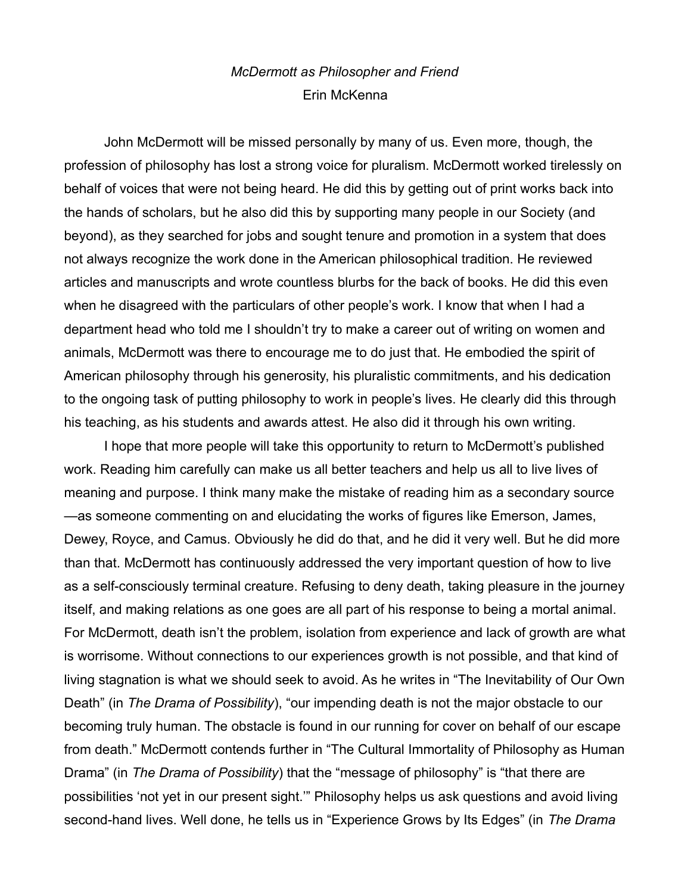*McDermott as Philosopher and Friend*

Erin McKenna

John McDermott will be missed personally by many of us. Even more, though, the profession of philosophy has lost a strong voice for pluralism. McDermott worked tirelessly on behalf of voices that were not being heard. He did this by getting out of print works back into the hands of scholars, but he also did this by supporting many people in our Society (and beyond), as they searched for jobs and sought tenure and promotion in a system that does not always recognize the work done in the American philosophical tradition. He reviewed articles and manuscripts and wrote countless blurbs for the back of books. He did this even when he disagreed with the particulars of other people's work. I know that when I had a department head who told me I shouldn't try to make a career out of writing on women and animals, McDermott was there to encourage me to do just that. He embodied the spirit of American philosophy through his generosity, his pluralistic commitments, and his dedication to the ongoing task of putting philosophy to work in people's lives. He clearly did this through his teaching, as his students and awards attest. He also did it through his own writing.

I hope that more people will take this opportunity to return to McDermott's published work. Reading him carefully can make us all better teachers and help us all to live lives of meaning and purpose. I think many make the mistake of reading him as a secondary source—as someone commenting on and elucidating the works of figures like Emerson, James, Dewey, Royce, and Camus. Obviously he did do that, and he did it very well. But he did more than that. McDermott has continuously addressed the very important question of how to live as a self-consciously terminal creature. Refusing to deny death, taking pleasure in the journey itself, and making relations as one goes are all part of his response to being a mortal animal. For McDermott, death isn't the problem, isolation from experience and lack of growth are what is worrisome. Without connections to our experiences growth is not possible, and that kind of living stagnation is what we should seek to avoid. As he writes in "The Inevitability of Our Own Death" (in *The Drama of Possibility*), "our impending death is not the major obstacle to our becoming truly human. The obstacle is found in our running for cover on behalf of our escape from death." McDermott contends further in "The Cultural Immortality of Philosophy as Human Drama" (in *The Drama of Possibility*) that the "message of philosophy" is "that there are possibilities 'not yet in our present sight.'" Philosophy helps us ask questions and avoid living second-hand lives. Well done, he tells us in "Experience Grows by Its Edges" (in *The Drama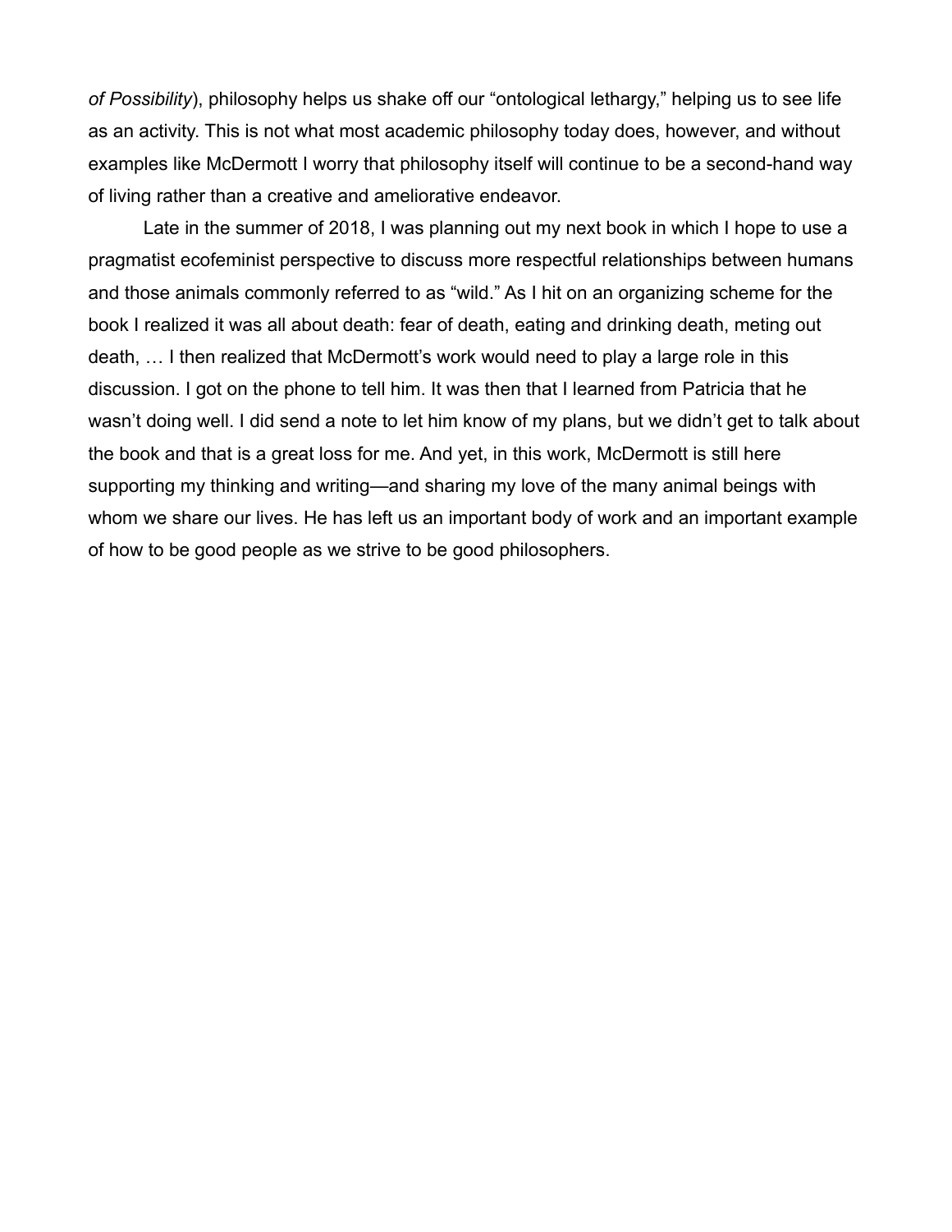*of Possibility*), philosophy helps us shake off our "ontological lethargy," helping us to see life as an activity. This is not what most academic philosophy today does, however, and without examples like McDermott I worry that philosophy itself will continue to be a second-hand way of living rather than a creative and ameliorative endeavor.

Late in the summer of 2018, I was planning out my next book in which I hope to use a pragmatist ecofeminist perspective to discuss more respectful relationships between humans and those animals commonly referred to as "wild." As I hit on an organizing scheme for the book I realized it was all about death: fear of death, eating and drinking death, meting out death, … I then realized that McDermott's work would need to play a large role in this discussion. I got on the phone to tell him. It was then that I learned from Patricia that he wasn't doing well. I did send a note to let him know of my plans, but we didn't get to talk about the book and that is a great loss for me. And yet, in this work, McDermott is still here supporting my thinking and writing—and sharing my love of the many animal beings with whom we share our lives. He has left us an important body of work and an important example of how to be good people as we strive to be good philosophers.